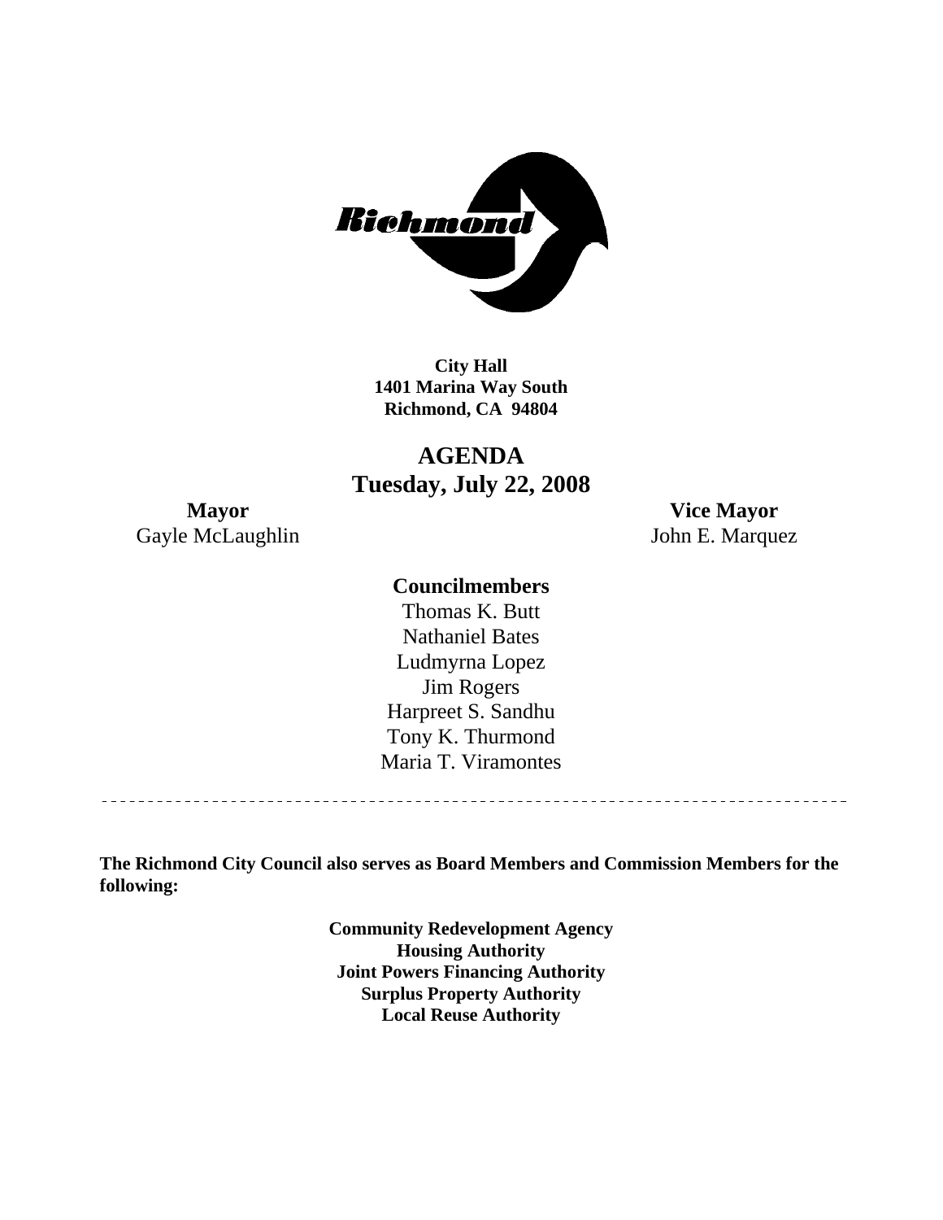**City Hall**
**1401 Marina Way South**
**Richmond, CA 94804**

# AGENDA
## Tuesday, July 22, 2008

**Mayor**
Gayle McLaughlin

**Vice Mayor**
John E. Marquez

**Councilmembers**

Thomas K. Butt
Nathaniel Bates
Ludmyrna Lopez
Jim Rogers
Harpreet S. Sandhu
Tony K. Thurmond
Maria T. Viramontes

---

**The Richmond City Council also serves as Board Members and Commission Members for the following:**

**Community Redevelopment Agency**
**Housing Authority**
**Joint Powers Financing Authority**
**Surplus Property Authority**
**Local Reuse Authority**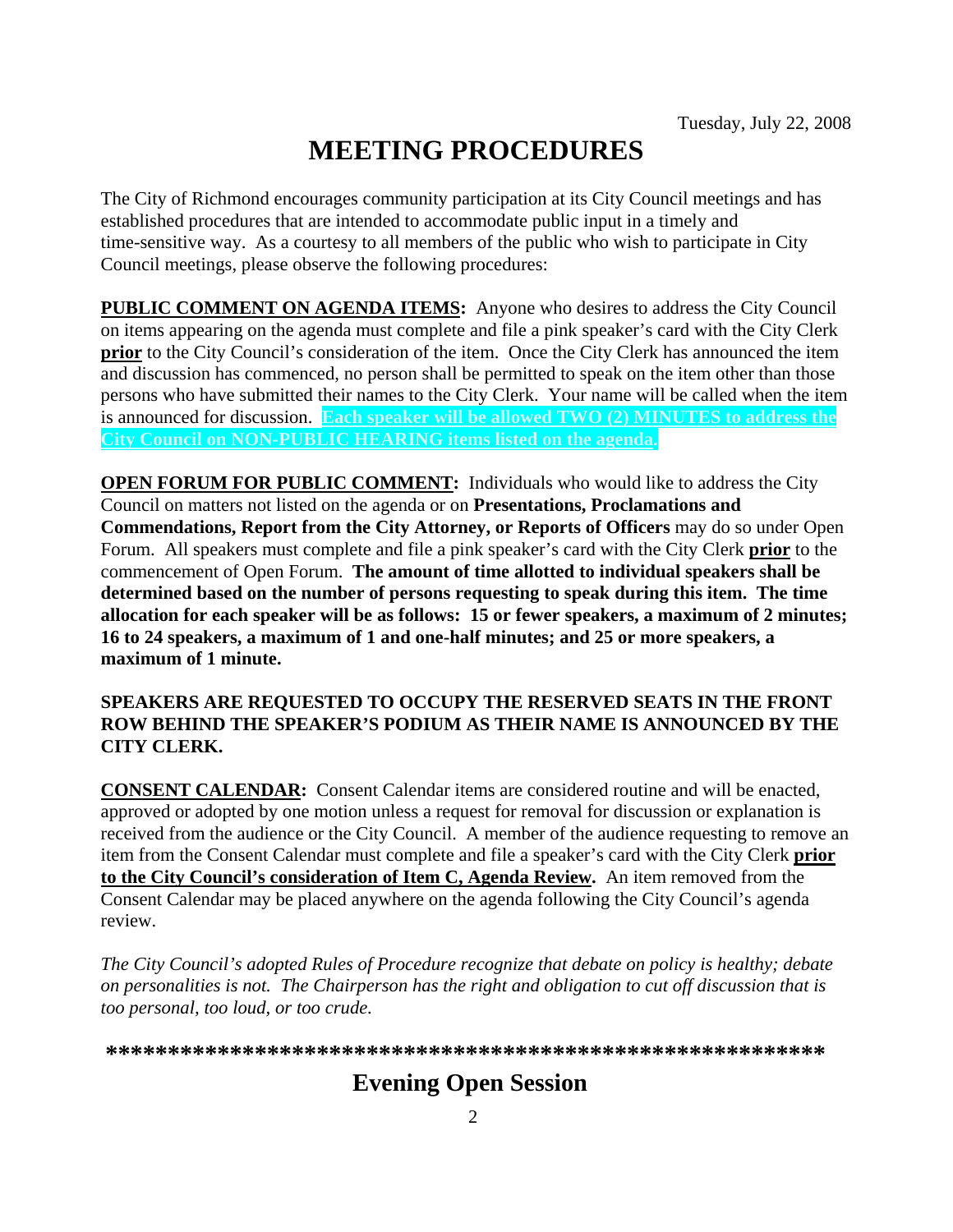Tuesday, July 22, 2008

# MEETING PROCEDURES

The City of Richmond encourages community participation at its City Council meetings and has established procedures that are intended to accommodate public input in a timely and time-sensitive way. As a courtesy to all members of the public who wish to participate in City Council meetings, please observe the following procedures:

**PUBLIC COMMENT ON AGENDA ITEMS:** Anyone who desires to address the City Council on items appearing on the agenda must complete and file a pink speaker's card with the City Clerk **prior** to the City Council's consideration of the item. Once the City Clerk has announced the item and discussion has commenced, no person shall be permitted to speak on the item other than those persons who have submitted their names to the City Clerk. Your name will be called when the item is announced for discussion. **Each speaker will be allowed TWO (2) MINUTES to address the City Council on NON-PUBLIC HEARING items listed on the agenda.**

**OPEN FORUM FOR PUBLIC COMMENT:** Individuals who would like to address the City Council on matters not listed on the agenda or on **Presentations, Proclamations and Commendations, Report from the City Attorney, or Reports of Officers** may do so under Open Forum. All speakers must complete and file a pink speaker's card with the City Clerk **prior** to the commencement of Open Forum. **The amount of time allotted to individual speakers shall be determined based on the number of persons requesting to speak during this item. The time allocation for each speaker will be as follows: 15 or fewer speakers, a maximum of 2 minutes; 16 to 24 speakers, a maximum of 1 and one-half minutes; and 25 or more speakers, a maximum of 1 minute.**

**SPEAKERS ARE REQUESTED TO OCCUPY THE RESERVED SEATS IN THE FRONT ROW BEHIND THE SPEAKER'S PODIUM AS THEIR NAME IS ANNOUNCED BY THE CITY CLERK.**

**CONSENT CALENDAR:** Consent Calendar items are considered routine and will be enacted, approved or adopted by one motion unless a request for removal for discussion or explanation is received from the audience or the City Council. A member of the audience requesting to remove an item from the Consent Calendar must complete and file a speaker's card with the City Clerk **prior to the City Council's consideration of Item C, Agenda Review.** An item removed from the Consent Calendar may be placed anywhere on the agenda following the City Council's agenda review.

*The City Council's adopted Rules of Procedure recognize that debate on policy is healthy; debate on personalities is not. The Chairperson has the right and obligation to cut off discussion that is too personal, too loud, or too crude.*

**\*\*\*\*\*\*\*\*\*\*\*\*\*\*\*\*\*\*\*\*\*\*\*\*\*\*\*\*\*\*\*\*\*\*\*\*\*\*\*\*\*\*\*\*\*\*\*\*\*\*\*\*\*\*\*\*\*\*\***

## Evening Open Session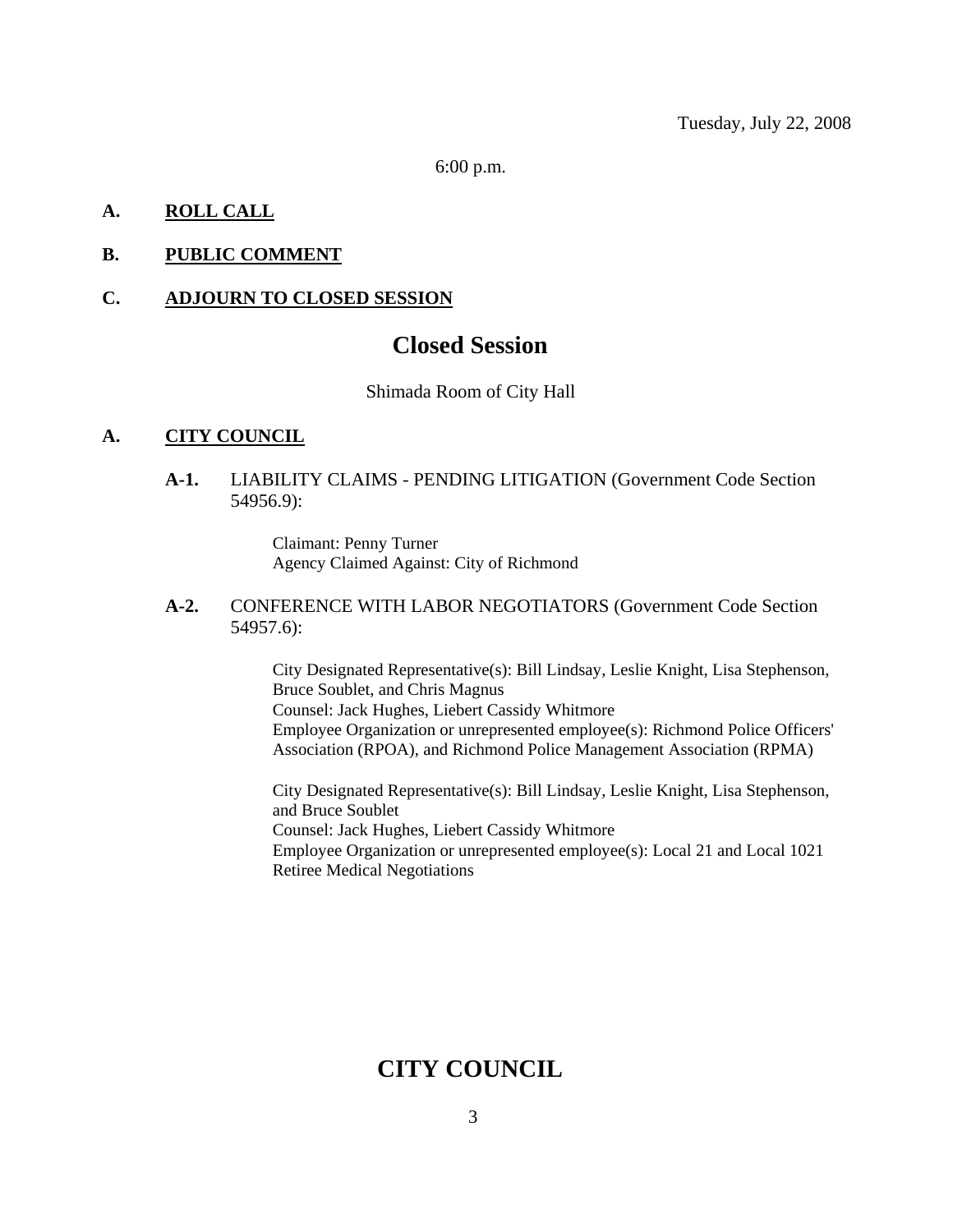Tuesday, July 22, 2008

6:00 p.m.

**A. ROLL CALL**

**B. PUBLIC COMMENT**

**C. ADJOURN TO CLOSED SESSION**

# Closed Session

Shimada Room of City Hall

**A. CITY COUNCIL**

**A-1.** LIABILITY CLAIMS - PENDING LITIGATION (Government Code Section 54956.9):

Claimant: Penny Turner
Agency Claimed Against: City of Richmond

**A-2.** CONFERENCE WITH LABOR NEGOTIATORS (Government Code Section 54957.6):

City Designated Representative(s): Bill Lindsay, Leslie Knight, Lisa Stephenson, Bruce Soublet, and Chris Magnus
Counsel: Jack Hughes, Liebert Cassidy Whitmore
Employee Organization or unrepresented employee(s): Richmond Police Officers' Association (RPOA), and Richmond Police Management Association (RPMA)

City Designated Representative(s): Bill Lindsay, Leslie Knight, Lisa Stephenson, and Bruce Soublet
Counsel: Jack Hughes, Liebert Cassidy Whitmore
Employee Organization or unrepresented employee(s): Local 21 and Local 1021 Retiree Medical Negotiations

# CITY COUNCIL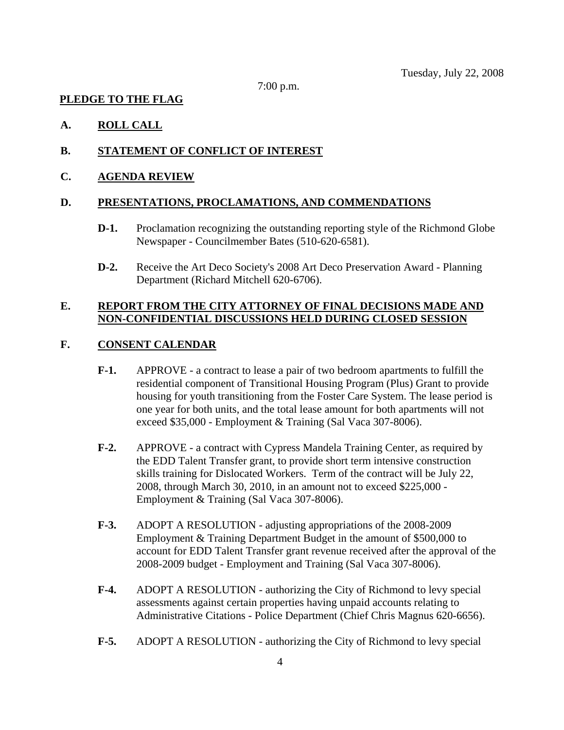Tuesday, July 22, 2008

7:00 p.m.

**PLEDGE TO THE FLAG**

**A. ROLL CALL**

**B. STATEMENT OF CONFLICT OF INTEREST**

**C. AGENDA REVIEW**

**D. PRESENTATIONS, PROCLAMATIONS, AND COMMENDATIONS**

**D-1.** Proclamation recognizing the outstanding reporting style of the Richmond Globe Newspaper - Councilmember Bates (510-620-6581).

**D-2.** Receive the Art Deco Society's 2008 Art Deco Preservation Award - Planning Department (Richard Mitchell 620-6706).

**E. REPORT FROM THE CITY ATTORNEY OF FINAL DECISIONS MADE AND NON-CONFIDENTIAL DISCUSSIONS HELD DURING CLOSED SESSION**

**F. CONSENT CALENDAR**

**F-1.** APPROVE - a contract to lease a pair of two bedroom apartments to fulfill the residential component of Transitional Housing Program (Plus) Grant to provide housing for youth transitioning from the Foster Care System. The lease period is one year for both units, and the total lease amount for both apartments will not exceed $35,000 - Employment & Training (Sal Vaca 307-8006).

**F-2.** APPROVE - a contract with Cypress Mandela Training Center, as required by the EDD Talent Transfer grant, to provide short term intensive construction skills training for Dislocated Workers. Term of the contract will be July 22, 2008, through March 30, 2010, in an amount not to exceed $225,000 - Employment & Training (Sal Vaca 307-8006).

**F-3.** ADOPT A RESOLUTION - adjusting appropriations of the 2008-2009 Employment & Training Department Budget in the amount of $500,000 to account for EDD Talent Transfer grant revenue received after the approval of the 2008-2009 budget - Employment and Training (Sal Vaca 307-8006).

**F-4.** ADOPT A RESOLUTION - authorizing the City of Richmond to levy special assessments against certain properties having unpaid accounts relating to Administrative Citations - Police Department (Chief Chris Magnus 620-6656).

**F-5.** ADOPT A RESOLUTION - authorizing the City of Richmond to levy special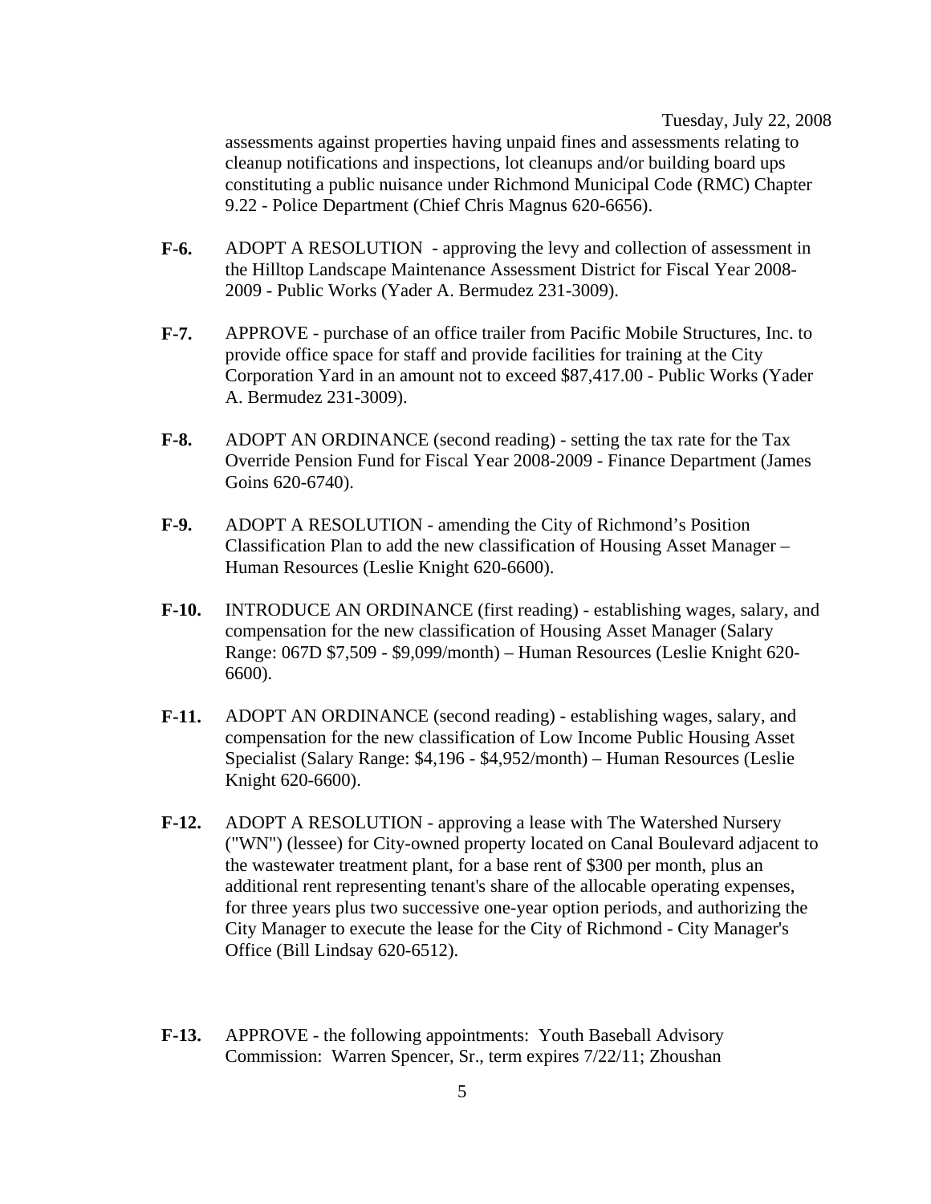assessments against properties having unpaid fines and assessments relating to cleanup notifications and inspections, lot cleanups and/or building board ups constituting a public nuisance under Richmond Municipal Code (RMC) Chapter 9.22 - Police Department (Chief Chris Magnus 620-6656).

**F-6.** ADOPT A RESOLUTION - approving the levy and collection of assessment in the Hilltop Landscape Maintenance Assessment District for Fiscal Year 2008-2009 - Public Works (Yader A. Bermudez 231-3009).

**F-7.** APPROVE - purchase of an office trailer from Pacific Mobile Structures, Inc. to provide office space for staff and provide facilities for training at the City Corporation Yard in an amount not to exceed $87,417.00 - Public Works (Yader A. Bermudez 231-3009).

**F-8.** ADOPT AN ORDINANCE (second reading) - setting the tax rate for the Tax Override Pension Fund for Fiscal Year 2008-2009 - Finance Department (James Goins 620-6740).

**F-9.** ADOPT A RESOLUTION - amending the City of Richmond's Position Classification Plan to add the new classification of Housing Asset Manager – Human Resources (Leslie Knight 620-6600).

**F-10.** INTRODUCE AN ORDINANCE (first reading) - establishing wages, salary, and compensation for the new classification of Housing Asset Manager (Salary Range: 067D $7,509 - $9,099/month) – Human Resources (Leslie Knight 620-6600).

**F-11.** ADOPT AN ORDINANCE (second reading) - establishing wages, salary, and compensation for the new classification of Low Income Public Housing Asset Specialist (Salary Range: $4,196 - $4,952/month) – Human Resources (Leslie Knight 620-6600).

**F-12.** ADOPT A RESOLUTION - approving a lease with The Watershed Nursery ("WN") (lessee) for City-owned property located on Canal Boulevard adjacent to the wastewater treatment plant, for a base rent of $300 per month, plus an additional rent representing tenant's share of the allocable operating expenses, for three years plus two successive one-year option periods, and authorizing the City Manager to execute the lease for the City of Richmond - City Manager's Office (Bill Lindsay 620-6512).

**F-13.** APPROVE - the following appointments: Youth Baseball Advisory Commission: Warren Spencer, Sr., term expires 7/22/11; Zhoushan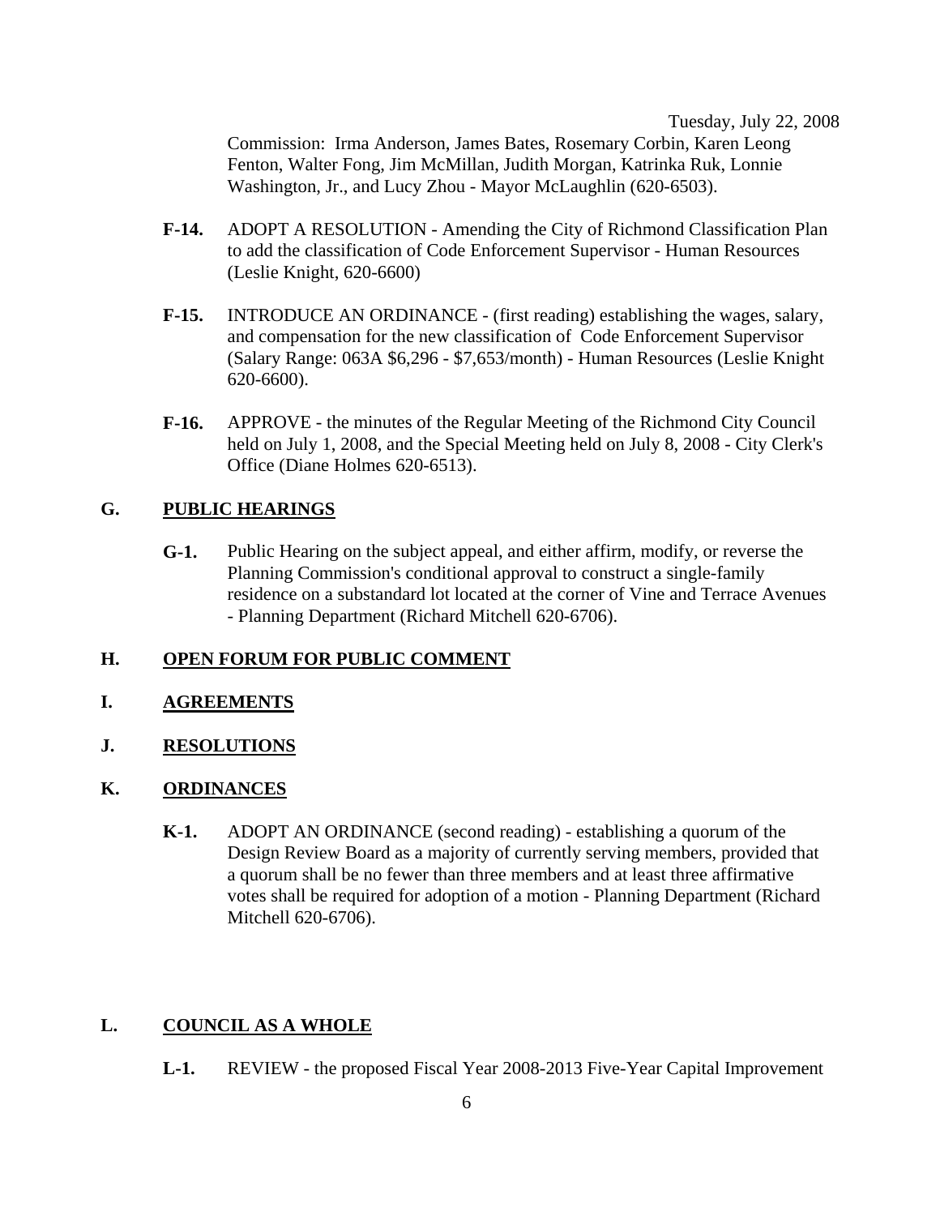Tuesday, July 22, 2008

Commission: Irma Anderson, James Bates, Rosemary Corbin, Karen Leong Fenton, Walter Fong, Jim McMillan, Judith Morgan, Katrinka Ruk, Lonnie Washington, Jr., and Lucy Zhou - Mayor McLaughlin (620-6503).

**F-14.** ADOPT A RESOLUTION - Amending the City of Richmond Classification Plan to add the classification of Code Enforcement Supervisor - Human Resources (Leslie Knight, 620-6600)

**F-15.** INTRODUCE AN ORDINANCE - (first reading) establishing the wages, salary, and compensation for the new classification of Code Enforcement Supervisor (Salary Range: 063A $6,296 - $7,653/month) - Human Resources (Leslie Knight 620-6600).

**F-16.** APPROVE - the minutes of the Regular Meeting of the Richmond City Council held on July 1, 2008, and the Special Meeting held on July 8, 2008 - City Clerk's Office (Diane Holmes 620-6513).

## G. PUBLIC HEARINGS

**G-1.** Public Hearing on the subject appeal, and either affirm, modify, or reverse the Planning Commission's conditional approval to construct a single-family residence on a substandard lot located at the corner of Vine and Terrace Avenues - Planning Department (Richard Mitchell 620-6706).

## H. OPEN FORUM FOR PUBLIC COMMENT

## I. AGREEMENTS

## J. RESOLUTIONS

## K. ORDINANCES

**K-1.** ADOPT AN ORDINANCE (second reading) - establishing a quorum of the Design Review Board as a majority of currently serving members, provided that a quorum shall be no fewer than three members and at least three affirmative votes shall be required for adoption of a motion - Planning Department (Richard Mitchell 620-6706).

## L. COUNCIL AS A WHOLE

**L-1.** REVIEW - the proposed Fiscal Year 2008-2013 Five-Year Capital Improvement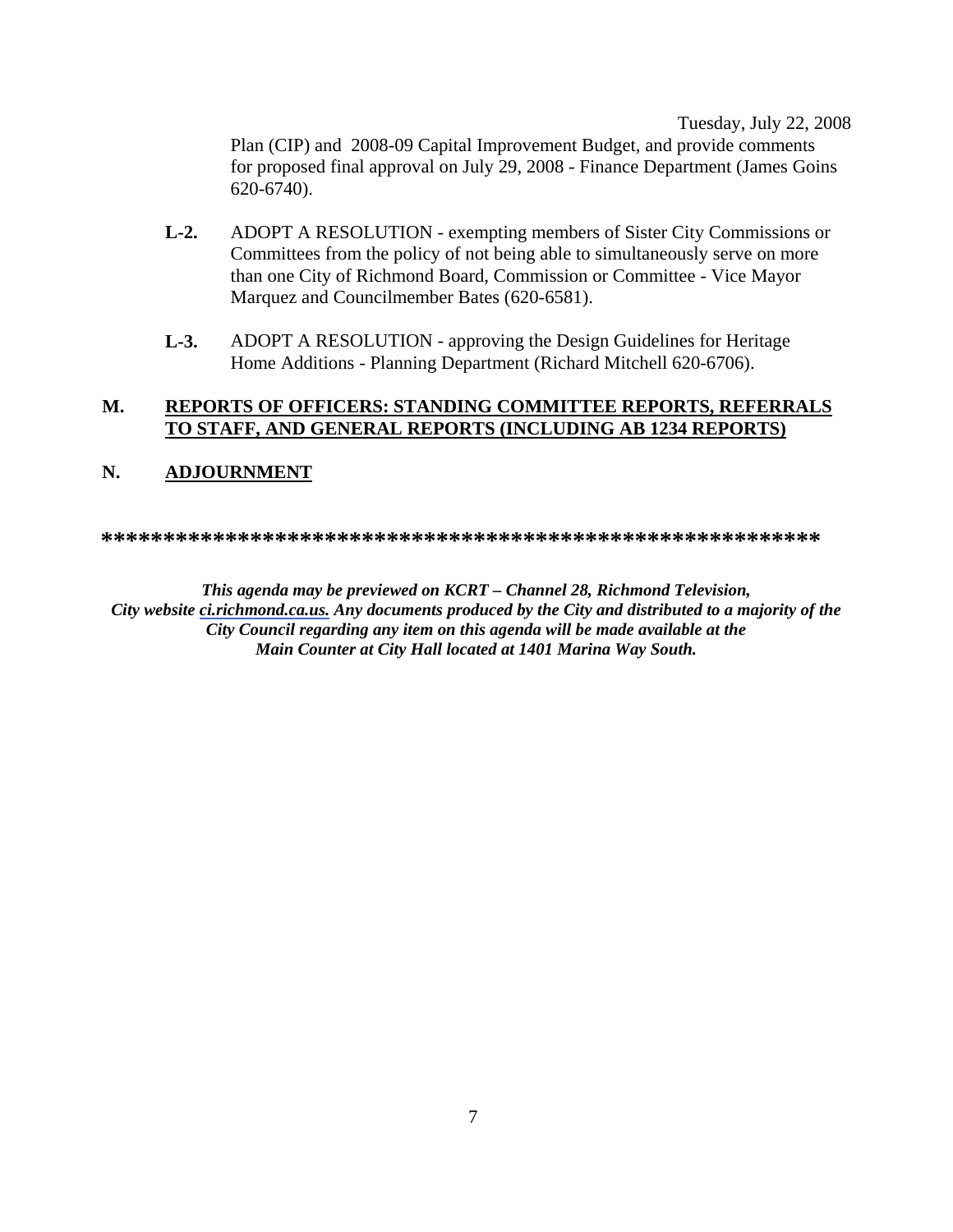Plan (CIP) and 2008-09 Capital Improvement Budget, and provide comments for proposed final approval on July 29, 2008 - Finance Department (James Goins 620-6740).

**L-2.** ADOPT A RESOLUTION - exempting members of Sister City Commissions or Committees from the policy of not being able to simultaneously serve on more than one City of Richmond Board, Commission or Committee - Vice Mayor Marquez and Councilmember Bates (620-6581).

**L-3.** ADOPT A RESOLUTION - approving the Design Guidelines for Heritage Home Additions - Planning Department (Richard Mitchell 620-6706).

## M. REPORTS OF OFFICERS: STANDING COMMITTEE REPORTS, REFERRALS TO STAFF, AND GENERAL REPORTS (INCLUDING AB 1234 REPORTS)

## N. ADJOURNMENT

**********************************************************

***This agenda may be previewed on KCRT – Channel 28, Richmond Television, City website ci.richmond.ca.us. Any documents produced by the City and distributed to a majority of the City Council regarding any item on this agenda will be made available at the Main Counter at City Hall located at 1401 Marina Way South.***